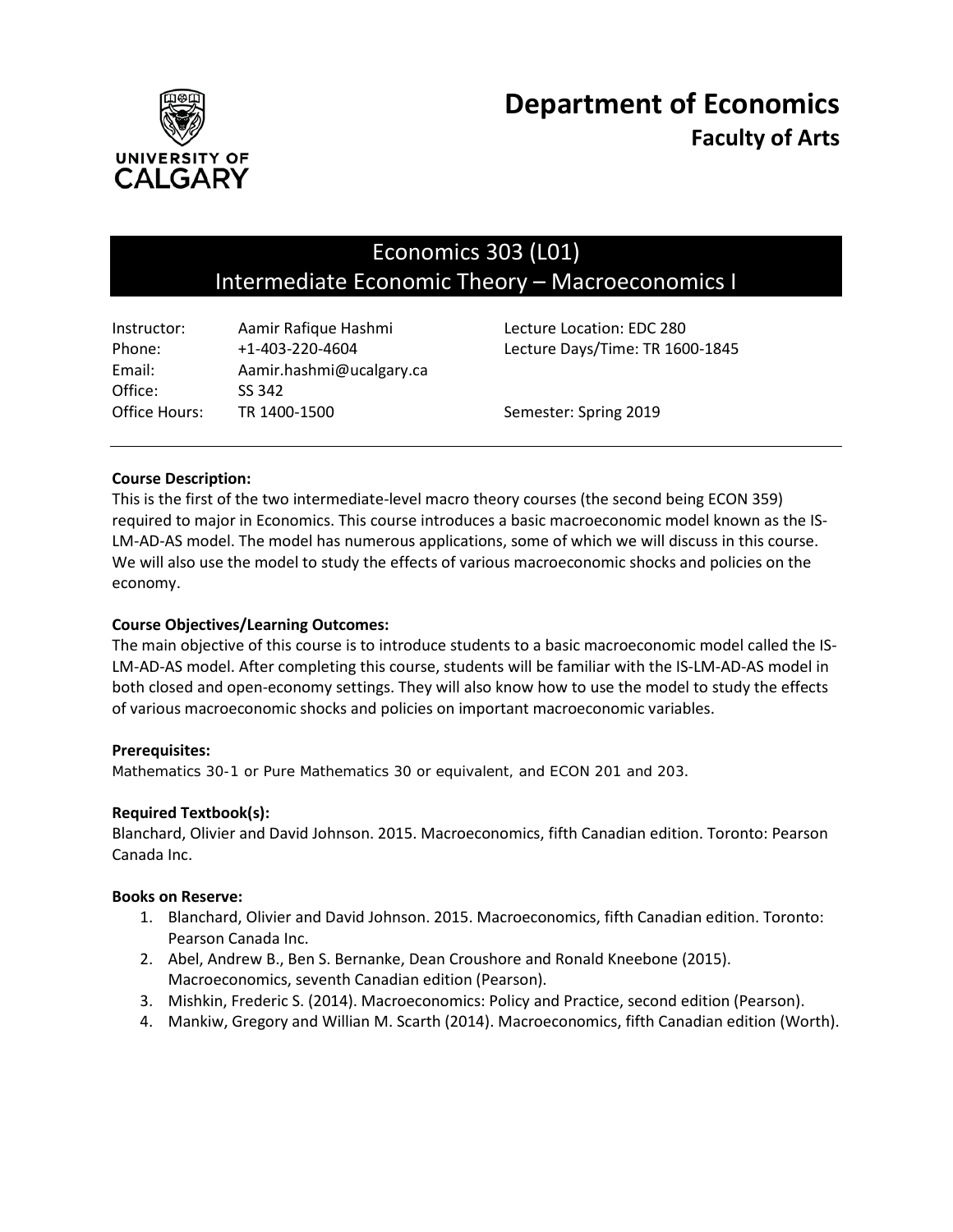# Department of Economics

## Faculty of Arts

## Economics 303 (L01)
## Intermediate Economic Theory – Macroeconomics I

| | | |
|---|---|---|
| Instructor: | Aamir Rafique Hashmi | Lecture Location: EDC 280 |
| Phone: | +1-403-220-4604 | Lecture Days/Time: TR 1600-1845 |
| Email: | Aamir.hashmi@ucalgary.ca | |
| Office: | SS 342 | |
| Office Hours: | TR 1400-1500 | Semester: Spring 2019 |

---

**Course Description:**

This is the first of the two intermediate-level macro theory courses (the second being ECON 359) required to major in Economics. This course introduces a basic macroeconomic model known as the IS-LM-AD-AS model. The model has numerous applications, some of which we will discuss in this course. We will also use the model to study the effects of various macroeconomic shocks and policies on the economy.

**Course Objectives/Learning Outcomes:**

The main objective of this course is to introduce students to a basic macroeconomic model called the IS-LM-AD-AS model. After completing this course, students will be familiar with the IS-LM-AD-AS model in both closed and open-economy settings. They will also know how to use the model to study the effects of various macroeconomic shocks and policies on important macroeconomic variables.

**Prerequisites:**

Mathematics 30-1 or Pure Mathematics 30 or equivalent, and ECON 201 and 203.

**Required Textbook(s):**

Blanchard, Olivier and David Johnson. 2015. Macroeconomics, fifth Canadian edition. Toronto: Pearson Canada Inc.

**Books on Reserve:**

1. Blanchard, Olivier and David Johnson. 2015. Macroeconomics, fifth Canadian edition. Toronto: Pearson Canada Inc.
2. Abel, Andrew B., Ben S. Bernanke, Dean Croushore and Ronald Kneebone (2015). Macroeconomics, seventh Canadian edition (Pearson).
3. Mishkin, Frederic S. (2014). Macroeconomics: Policy and Practice, second edition (Pearson).
4. Mankiw, Gregory and Willian M. Scarth (2014). Macroeconomics, fifth Canadian edition (Worth).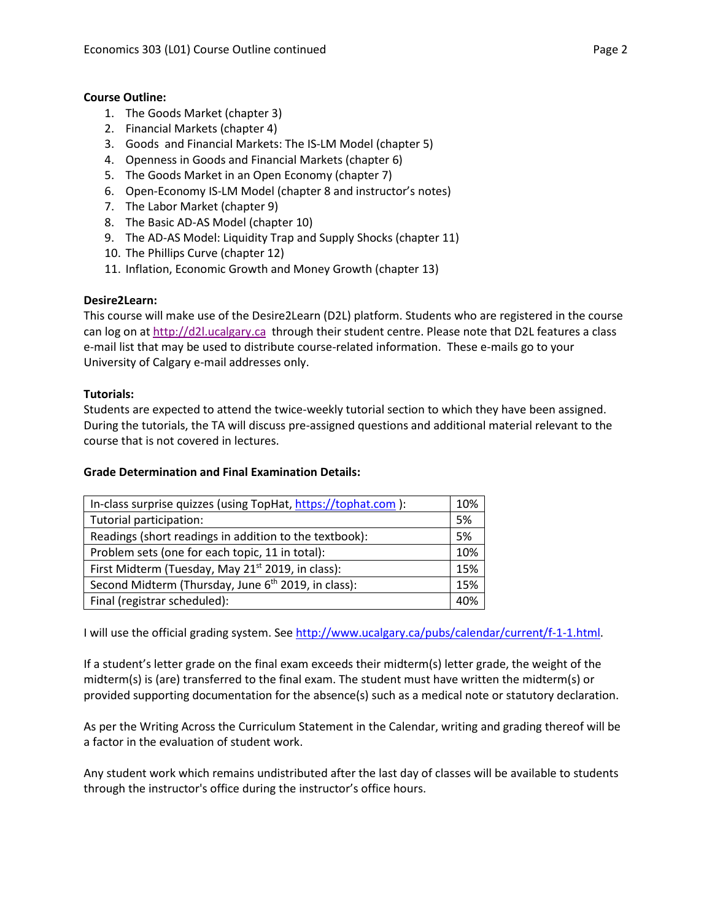**Course Outline:**

1. The Goods Market (chapter 3)
2. Financial Markets (chapter 4)
3. Goods and Financial Markets: The IS-LM Model (chapter 5)
4. Openness in Goods and Financial Markets (chapter 6)
5. The Goods Market in an Open Economy (chapter 7)
6. Open-Economy IS-LM Model (chapter 8 and instructor's notes)
7. The Labor Market (chapter 9)
8. The Basic AD-AS Model (chapter 10)
9. The AD-AS Model: Liquidity Trap and Supply Shocks (chapter 11)
10. The Phillips Curve (chapter 12)
11. Inflation, Economic Growth and Money Growth (chapter 13)

**Desire2Learn:**

This course will make use of the Desire2Learn (D2L) platform. Students who are registered in the course can log on at http://d2l.ucalgary.ca through their student centre. Please note that D2L features a class e-mail list that may be used to distribute course-related information. These e-mails go to your University of Calgary e-mail addresses only.

**Tutorials:**

Students are expected to attend the twice-weekly tutorial section to which they have been assigned. During the tutorials, the TA will discuss pre-assigned questions and additional material relevant to the course that is not covered in lectures.

**Grade Determination and Final Examination Details:**

| Component | Weight |
|---|---|
| In-class surprise quizzes (using TopHat, https://tophat.com ): | 10% |
| Tutorial participation: | 5% |
| Readings (short readings in addition to the textbook): | 5% |
| Problem sets (one for each topic, 11 in total): | 10% |
| First Midterm (Tuesday, May 21st 2019, in class): | 15% |
| Second Midterm (Thursday, June 6th 2019, in class): | 15% |
| Final (registrar scheduled): | 40% |

I will use the official grading system. See http://www.ucalgary.ca/pubs/calendar/current/f-1-1.html.

If a student's letter grade on the final exam exceeds their midterm(s) letter grade, the weight of the midterm(s) is (are) transferred to the final exam. The student must have written the midterm(s) or provided supporting documentation for the absence(s) such as a medical note or statutory declaration.

As per the Writing Across the Curriculum Statement in the Calendar, writing and grading thereof will be a factor in the evaluation of student work.

Any student work which remains undistributed after the last day of classes will be available to students through the instructor's office during the instructor's office hours.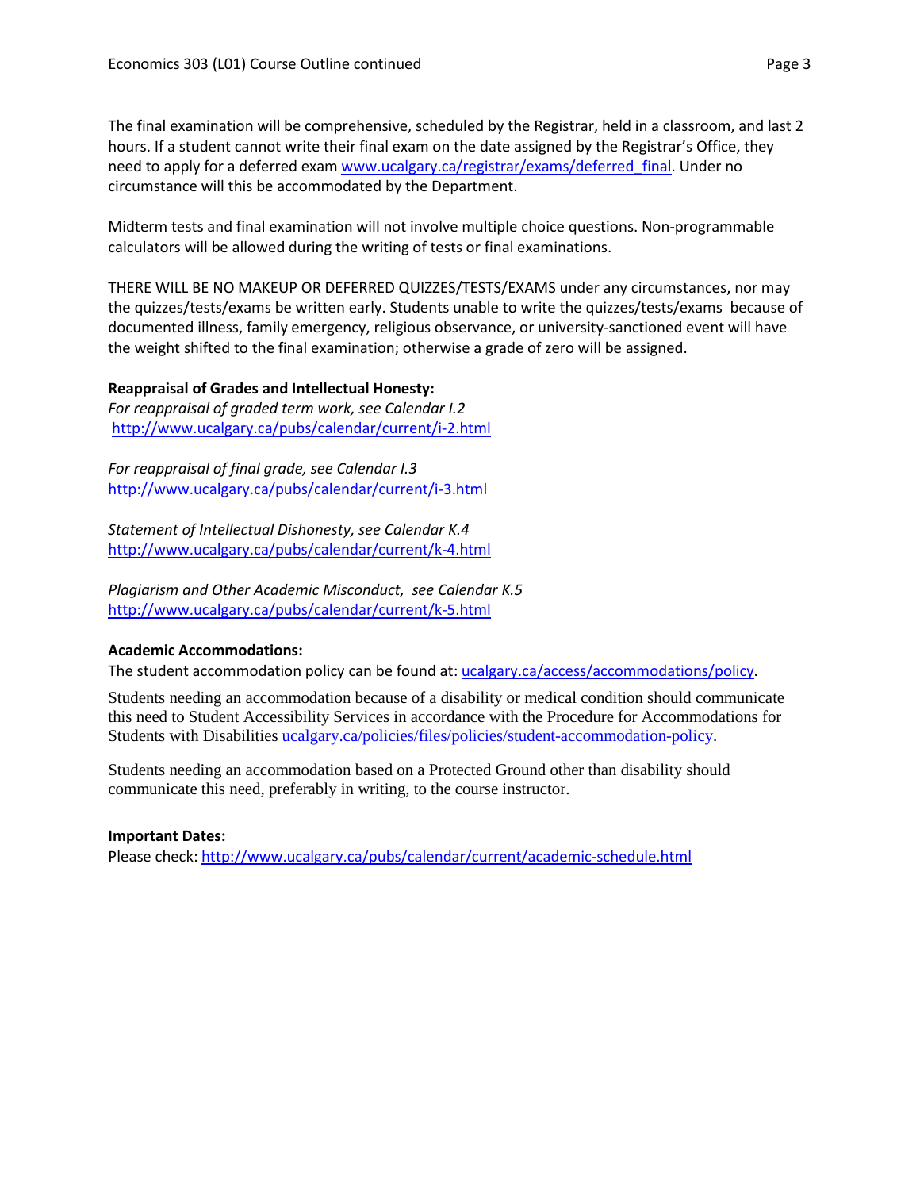The final examination will be comprehensive, scheduled by the Registrar, held in a classroom, and last 2 hours. If a student cannot write their final exam on the date assigned by the Registrar's Office, they need to apply for a deferred exam [www.ucalgary.ca/registrar/exams/deferred_final](www.ucalgary.ca/registrar/exams/deferred_final). Under no circumstance will this be accommodated by the Department.

Midterm tests and final examination will not involve multiple choice questions. Non-programmable calculators will be allowed during the writing of tests or final examinations.

THERE WILL BE NO MAKEUP OR DEFERRED QUIZZES/TESTS/EXAMS under any circumstances, nor may the quizzes/tests/exams be written early. Students unable to write the quizzes/tests/exams because of documented illness, family emergency, religious observance, or university-sanctioned event will have the weight shifted to the final examination; otherwise a grade of zero will be assigned.

**Reappraisal of Grades and Intellectual Honesty:**

*For reappraisal of graded term work, see Calendar I.2*
http://www.ucalgary.ca/pubs/calendar/current/i-2.html

*For reappraisal of final grade, see Calendar I.3*
http://www.ucalgary.ca/pubs/calendar/current/i-3.html

*Statement of Intellectual Dishonesty, see Calendar K.4*
http://www.ucalgary.ca/pubs/calendar/current/k-4.html

*Plagiarism and Other Academic Misconduct, see Calendar K.5*
http://www.ucalgary.ca/pubs/calendar/current/k-5.html

**Academic Accommodations:**

The student accommodation policy can be found at: ucalgary.ca/access/accommodations/policy.

Students needing an accommodation because of a disability or medical condition should communicate this need to Student Accessibility Services in accordance with the Procedure for Accommodations for Students with Disabilities ucalgary.ca/policies/files/policies/student-accommodation-policy.

Students needing an accommodation based on a Protected Ground other than disability should communicate this need, preferably in writing, to the course instructor.

**Important Dates:**

Please check: http://www.ucalgary.ca/pubs/calendar/current/academic-schedule.html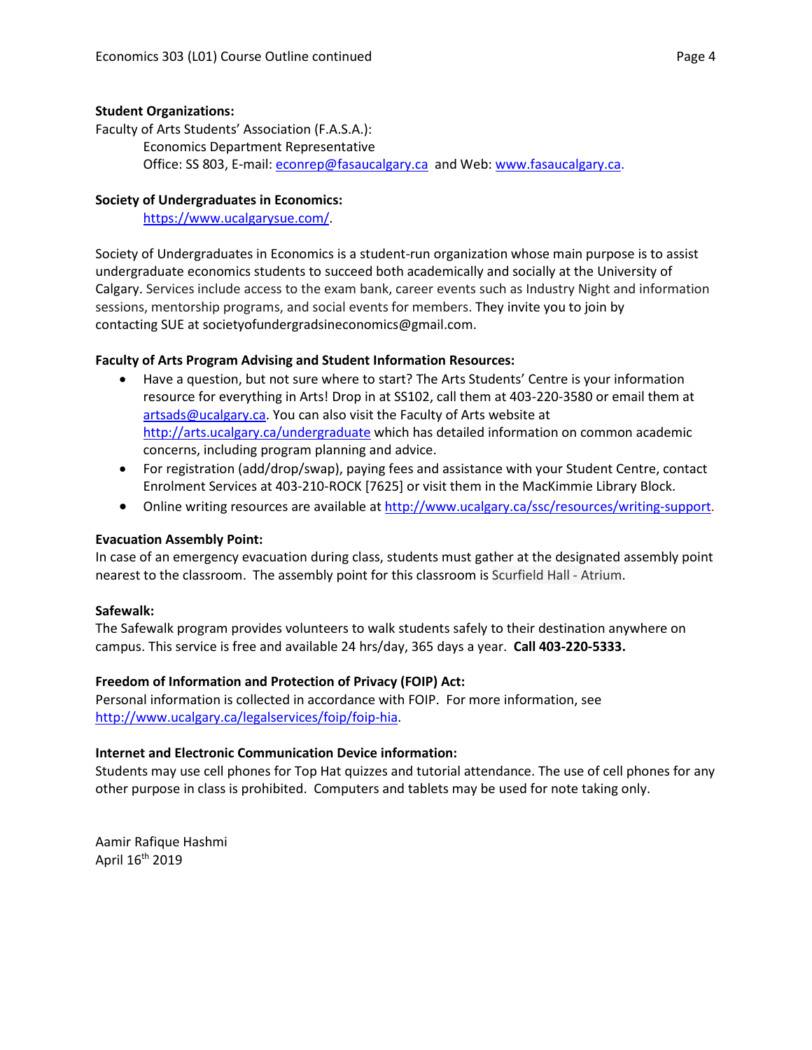**Student Organizations:**

Faculty of Arts Students' Association (F.A.S.A.):

Economics Department Representative

Office: SS 803, E-mail: econrep@fasaucalgary.ca and Web: www.fasaucalgary.ca.

**Society of Undergraduates in Economics:**

https://www.ucalgarysue.com/.

Society of Undergraduates in Economics is a student-run organization whose main purpose is to assist undergraduate economics students to succeed both academically and socially at the University of Calgary. Services include access to the exam bank, career events such as Industry Night and information sessions, mentorship programs, and social events for members. They invite you to join by contacting SUE at societyofundergradsineconomics@gmail.com.

**Faculty of Arts Program Advising and Student Information Resources:**

- Have a question, but not sure where to start? The Arts Students' Centre is your information resource for everything in Arts! Drop in at SS102, call them at 403-220-3580 or email them at artsads@ucalgary.ca. You can also visit the Faculty of Arts website at http://arts.ucalgary.ca/undergraduate which has detailed information on common academic concerns, including program planning and advice.
- For registration (add/drop/swap), paying fees and assistance with your Student Centre, contact Enrolment Services at 403-210-ROCK [7625] or visit them in the MacKimmie Library Block.
- Online writing resources are available at http://www.ucalgary.ca/ssc/resources/writing-support.

**Evacuation Assembly Point:**

In case of an emergency evacuation during class, students must gather at the designated assembly point nearest to the classroom. The assembly point for this classroom is Scurfield Hall - Atrium.

**Safewalk:**

The Safewalk program provides volunteers to walk students safely to their destination anywhere on campus. This service is free and available 24 hrs/day, 365 days a year. **Call 403-220-5333.**

**Freedom of Information and Protection of Privacy (FOIP) Act:**

Personal information is collected in accordance with FOIP. For more information, see http://www.ucalgary.ca/legalservices/foip/foip-hia.

**Internet and Electronic Communication Device information:**

Students may use cell phones for Top Hat quizzes and tutorial attendance. The use of cell phones for any other purpose in class is prohibited. Computers and tablets may be used for note taking only.

Aamir Rafique Hashmi

April 16th 2019